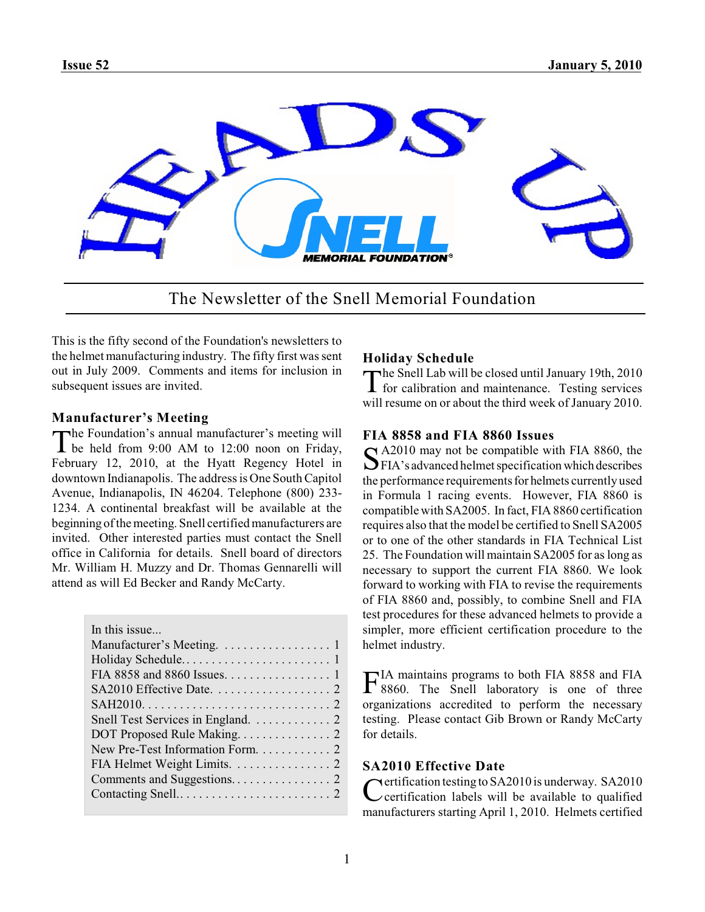Issue 52 — January 5, 2010

# HEADS UP

The Newsletter of the Snell Memorial Foundation

This is the fifty second of the Foundation's newsletters to the helmet manufacturing industry. The fifty first was sent out in July 2009. Comments and items for inclusion in subsequent issues are invited.

## Manufacturer's Meeting

The Foundation's annual manufacturer's meeting will be held from 9:00 AM to 12:00 noon on Friday, February 12, 2010, at the Hyatt Regency Hotel in downtown Indianapolis. The address is One South Capitol Avenue, Indianapolis, IN 46204. Telephone (800) 233-1234. A continental breakfast will be available at the beginning of the meeting. Snell certified manufacturers are invited. Other interested parties must contact the Snell office in California for details. Snell board of directors Mr. William H. Muzzy and Dr. Thomas Gennarelli will attend as will Ed Becker and Randy McCarty.

| In this issue... | |
|---|---|
| Manufacturer's Meeting. | 1 |
| Holiday Schedule. | 1 |
| FIA 8858 and 8860 Issues. | 1 |
| SA2010 Effective Date. | 2 |
| SAH2010. | 2 |
| Snell Test Services in England. | 2 |
| DOT Proposed Rule Making. | 2 |
| New Pre-Test Information Form. | 2 |
| FIA Helmet Weight Limits. | 2 |
| Comments and Suggestions. | 2 |
| Contacting Snell. | 2 |

## Holiday Schedule

The Snell Lab will be closed until January 19th, 2010 for calibration and maintenance. Testing services will resume on or about the third week of January 2010.

## FIA 8858 and FIA 8860 Issues

SA2010 may not be compatible with FIA 8860, the FIA's advanced helmet specification which describes the performance requirements for helmets currently used in Formula 1 racing events. However, FIA 8860 is compatible with SA2005. In fact, FIA 8860 certification requires also that the model be certified to Snell SA2005 or to one of the other standards in FIA Technical List 25. The Foundation will maintain SA2005 for as long as necessary to support the current FIA 8860. We look forward to working with FIA to revise the requirements of FIA 8860 and, possibly, to combine Snell and FIA test procedures for these advanced helmets to provide a simpler, more efficient certification procedure to the helmet industry.

FIA maintains programs to both FIA 8858 and FIA 8860. The Snell laboratory is one of three organizations accredited to perform the necessary testing. Please contact Gib Brown or Randy McCarty for details.

## SA2010 Effective Date

Certification testing to SA2010 is underway. SA2010 certification labels will be available to qualified manufacturers starting April 1, 2010. Helmets certified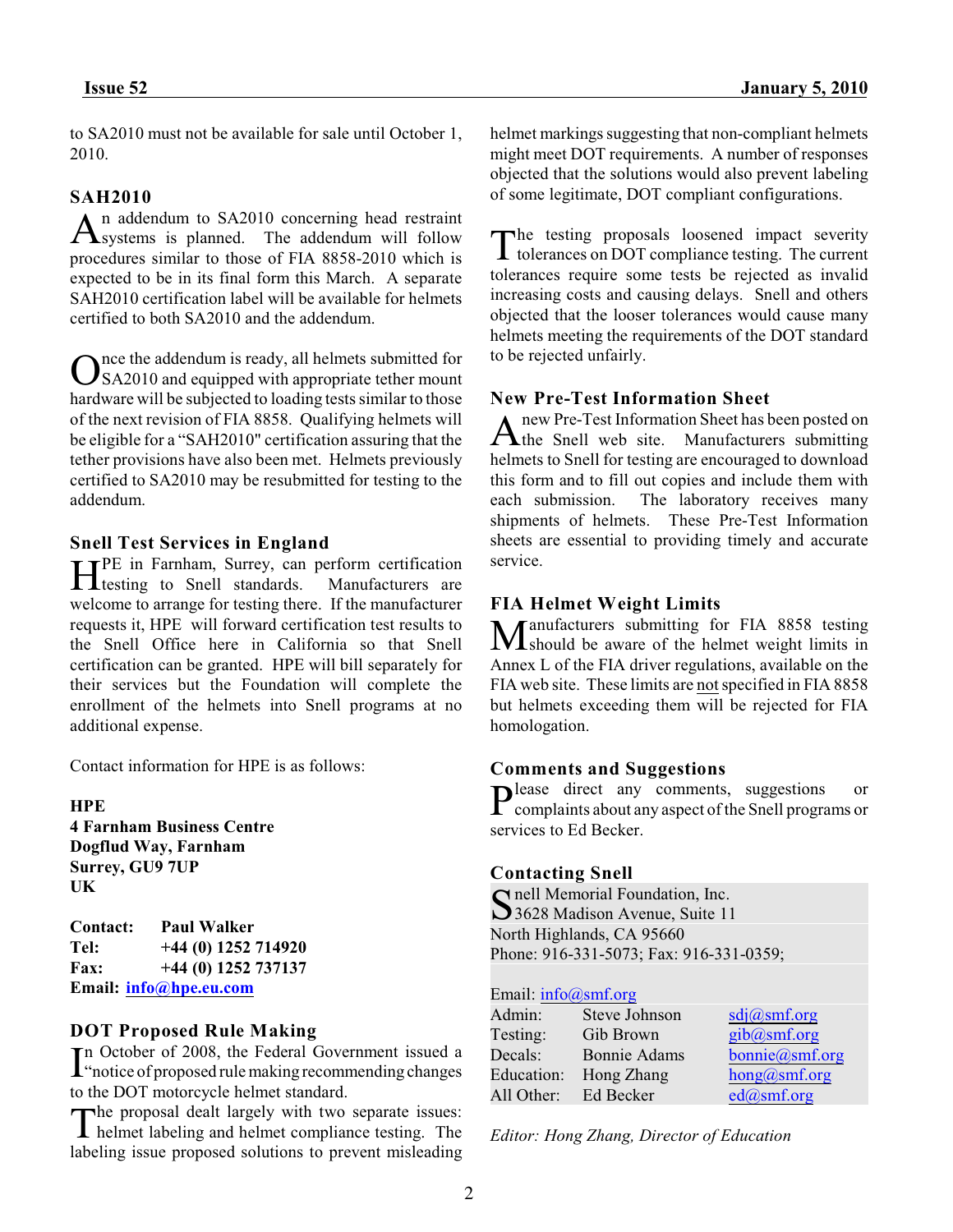to SA2010 must not be available for sale until October 1, 2010.

## SAH2010

An addendum to SA2010 concerning head restraint systems is planned. The addendum will follow procedures similar to those of FIA 8858-2010 which is expected to be in its final form this March. A separate SAH2010 certification label will be available for helmets certified to both SA2010 and the addendum.

Once the addendum is ready, all helmets submitted for SA2010 and equipped with appropriate tether mount hardware will be subjected to loading tests similar to those of the next revision of FIA 8858. Qualifying helmets will be eligible for a "SAH2010" certification assuring that the tether provisions have also been met. Helmets previously certified to SA2010 may be resubmitted for testing to the addendum.

## Snell Test Services in England

HPE in Farnham, Surrey, can perform certification testing to Snell standards. Manufacturers are welcome to arrange for testing there. If the manufacturer requests it, HPE will forward certification test results to the Snell Office here in California so that Snell certification can be granted. HPE will bill separately for their services but the Foundation will complete the enrollment of the helmets into Snell programs at no additional expense.

Contact information for HPE is as follows:

**HPE**
**4 Farnham Business Centre**
**Dogflud Way, Farnham**
**Surrey, GU9 7UP**
**UK**

**Contact:** **Paul Walker**
**Tel:** **+44 (0) 1252 714920**
**Fax:** **+44 (0) 1252 737137**
**Email:** **info@hpe.eu.com**

## DOT Proposed Rule Making

In October of 2008, the Federal Government issued a "notice of proposed rule making recommending changes to the DOT motorcycle helmet standard.

The proposal dealt largely with two separate issues: helmet labeling and helmet compliance testing. The labeling issue proposed solutions to prevent misleading helmet markings suggesting that non-compliant helmets might meet DOT requirements. A number of responses objected that the solutions would also prevent labeling of some legitimate, DOT compliant configurations.

The testing proposals loosened impact severity tolerances on DOT compliance testing. The current tolerances require some tests be rejected as invalid increasing costs and causing delays. Snell and others objected that the looser tolerances would cause many helmets meeting the requirements of the DOT standard to be rejected unfairly.

## New Pre-Test Information Sheet

A new Pre-Test Information Sheet has been posted on the Snell web site. Manufacturers submitting helmets to Snell for testing are encouraged to download this form and to fill out copies and include them with each submission. The laboratory receives many shipments of helmets. These Pre-Test Information sheets are essential to providing timely and accurate service.

## FIA Helmet Weight Limits

Manufacturers submitting for FIA 8858 testing should be aware of the helmet weight limits in Annex L of the FIA driver regulations, available on the FIA web site. These limits are not specified in FIA 8858 but helmets exceeding them will be rejected for FIA homologation.

## Comments and Suggestions

Please direct any comments, suggestions or complaints about any aspect of the Snell programs or services to Ed Becker.

## Contacting Snell

Snell Memorial Foundation, Inc.
3628 Madison Avenue, Suite 11
North Highlands, CA 95660
Phone: 916-331-5073; Fax: 916-331-0359;

Email: info@smf.org

| | | |
|---|---|---|
| Admin: | Steve Johnson | sdj@smf.org |
| Testing: | Gib Brown | gib@smf.org |
| Decals: | Bonnie Adams | bonnie@smf.org |
| Education: | Hong Zhang | hong@smf.org |
| All Other: | Ed Becker | ed@smf.org |

*Editor: Hong Zhang, Director of Education*